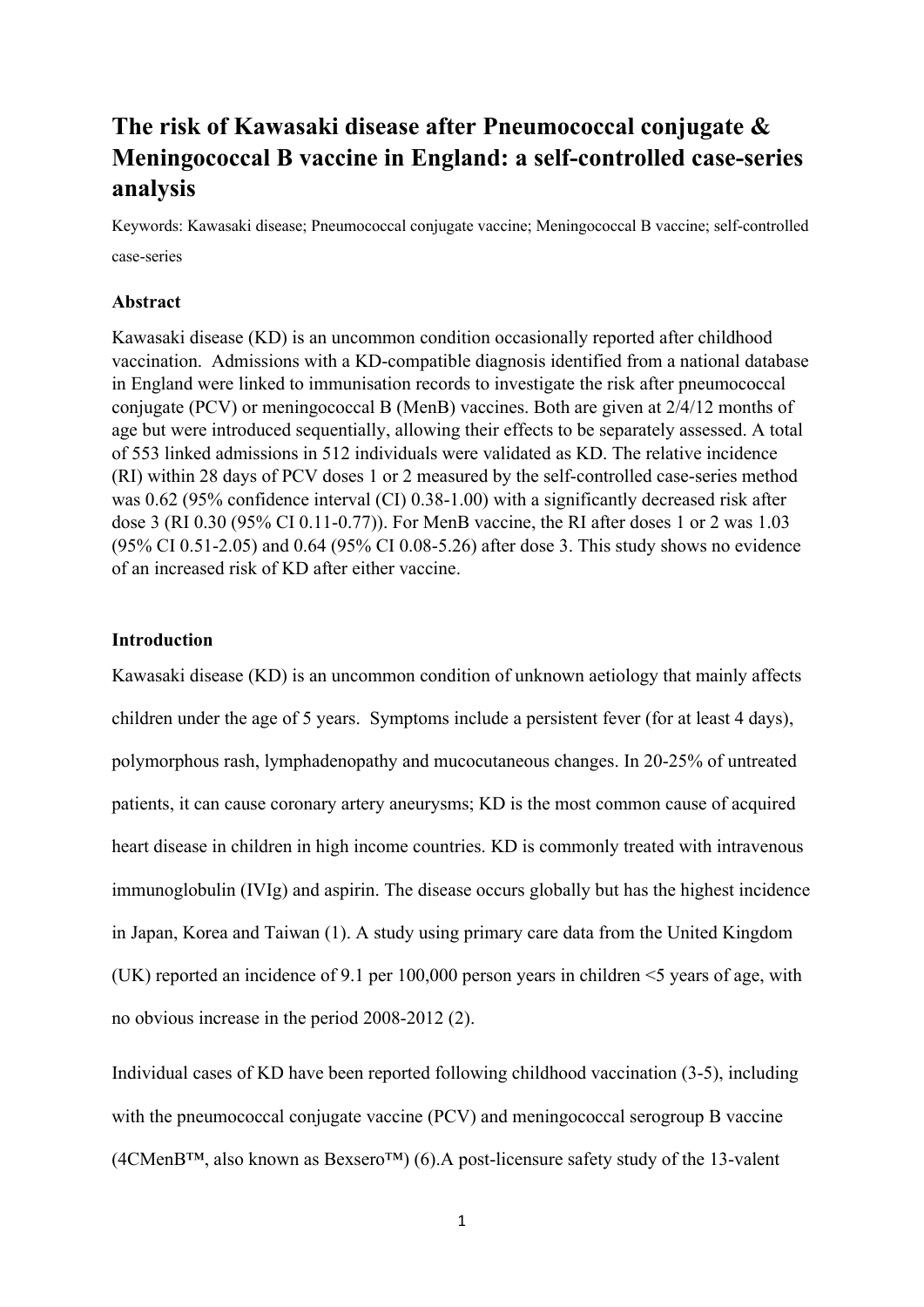# The risk of Kawasaki disease after Pneumococcal conjugate & Meningococcal B vaccine in England: a self-controlled case-series analysis

Keywords: Kawasaki disease; Pneumococcal conjugate vaccine; Meningococcal B vaccine; self-controlled case-series

## Abstract

Kawasaki disease (KD) is an uncommon condition occasionally reported after childhood vaccination. Admissions with a KD-compatible diagnosis identified from a national database in England were linked to immunisation records to investigate the risk after pneumococcal conjugate (PCV) or meningococcal B (MenB) vaccines. Both are given at 2/4/12 months of age but were introduced sequentially, allowing their effects to be separately assessed. A total of 553 linked admissions in 512 individuals were validated as KD. The relative incidence (RI) within 28 days of PCV doses 1 or 2 measured by the self-controlled case-series method was 0.62 (95% confidence interval (CI) 0.38-1.00) with a significantly decreased risk after dose 3 (RI 0.30 (95% CI 0.11-0.77)). For MenB vaccine, the RI after doses 1 or 2 was 1.03 (95% CI 0.51-2.05) and 0.64 (95% CI 0.08-5.26) after dose 3. This study shows no evidence of an increased risk of KD after either vaccine.

## Introduction

Kawasaki disease (KD) is an uncommon condition of unknown aetiology that mainly affects children under the age of 5 years. Symptoms include a persistent fever (for at least 4 days), polymorphous rash, lymphadenopathy and mucocutaneous changes. In 20-25% of untreated patients, it can cause coronary artery aneurysms; KD is the most common cause of acquired heart disease in children in high income countries. KD is commonly treated with intravenous immunoglobulin (IVIg) and aspirin. The disease occurs globally but has the highest incidence in Japan, Korea and Taiwan (1). A study using primary care data from the United Kingdom (UK) reported an incidence of 9.1 per 100,000 person years in children <5 years of age, with no obvious increase in the period 2008-2012 (2).

Individual cases of KD have been reported following childhood vaccination (3-5), including with the pneumococcal conjugate vaccine (PCV) and meningococcal serogroup B vaccine (4CMenB™, also known as Bexsero™) (6).A post-licensure safety study of the 13-valent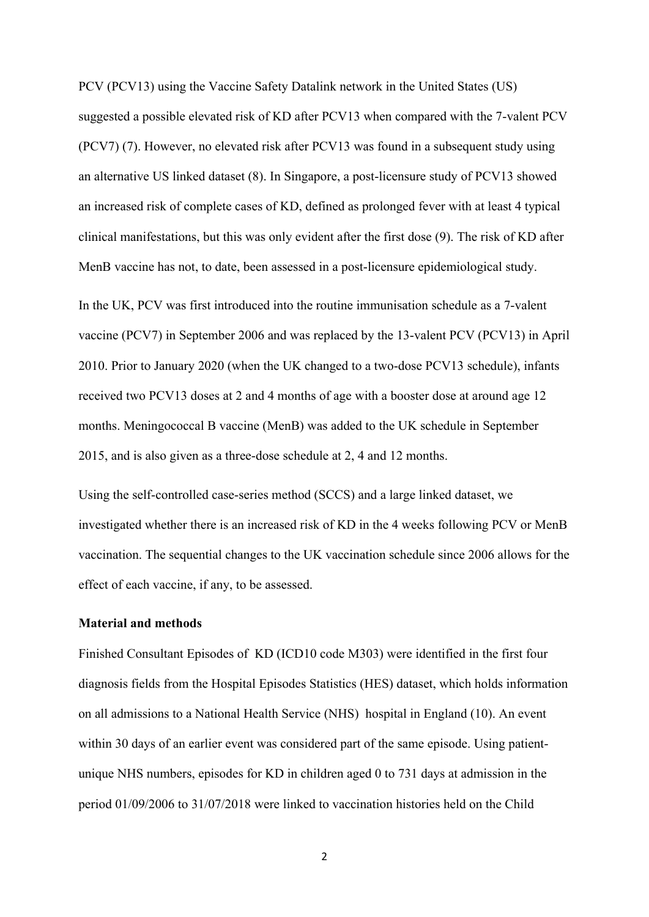PCV (PCV13) using the Vaccine Safety Datalink network in the United States (US) suggested a possible elevated risk of KD after PCV13 when compared with the 7-valent PCV (PCV7) (7). However, no elevated risk after PCV13 was found in a subsequent study using an alternative US linked dataset (8). In Singapore, a post-licensure study of PCV13 showed an increased risk of complete cases of KD, defined as prolonged fever with at least 4 typical clinical manifestations, but this was only evident after the first dose (9). The risk of KD after MenB vaccine has not, to date, been assessed in a post-licensure epidemiological study.

In the UK, PCV was first introduced into the routine immunisation schedule as a 7-valent vaccine (PCV7) in September 2006 and was replaced by the 13-valent PCV (PCV13) in April 2010. Prior to January 2020 (when the UK changed to a two-dose PCV13 schedule), infants received two PCV13 doses at 2 and 4 months of age with a booster dose at around age 12 months. Meningococcal B vaccine (MenB) was added to the UK schedule in September 2015, and is also given as a three-dose schedule at 2, 4 and 12 months.

Using the self-controlled case-series method (SCCS) and a large linked dataset, we investigated whether there is an increased risk of KD in the 4 weeks following PCV or MenB vaccination. The sequential changes to the UK vaccination schedule since 2006 allows for the effect of each vaccine, if any, to be assessed.

**Material and methods**

Finished Consultant Episodes of KD (ICD10 code M303) were identified in the first four diagnosis fields from the Hospital Episodes Statistics (HES) dataset, which holds information on all admissions to a National Health Service (NHS) hospital in England (10). An event within 30 days of an earlier event was considered part of the same episode. Using patient-unique NHS numbers, episodes for KD in children aged 0 to 731 days at admission in the period 01/09/2006 to 31/07/2018 were linked to vaccination histories held on the Child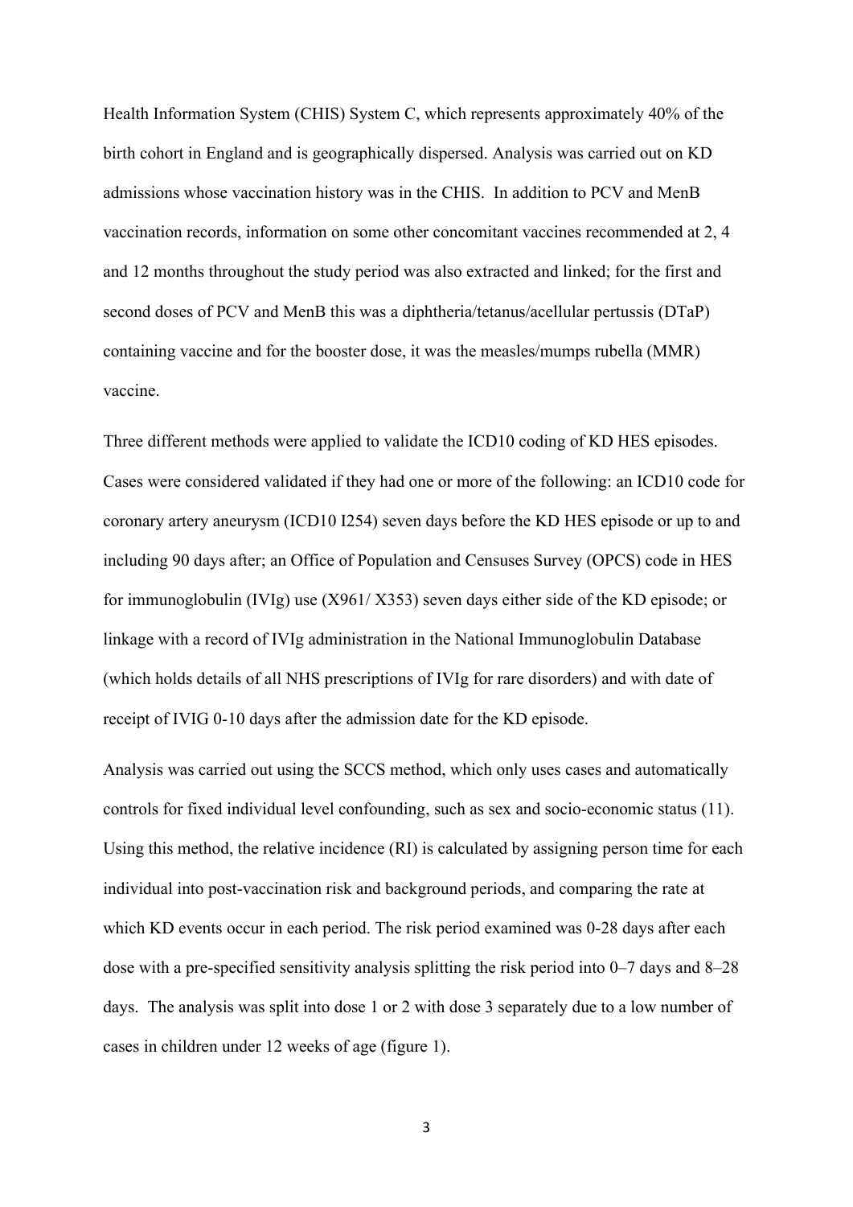Health Information System (CHIS) System C, which represents approximately 40% of the birth cohort in England and is geographically dispersed. Analysis was carried out on KD admissions whose vaccination history was in the CHIS. In addition to PCV and MenB vaccination records, information on some other concomitant vaccines recommended at 2, 4 and 12 months throughout the study period was also extracted and linked; for the first and second doses of PCV and MenB this was a diphtheria/tetanus/acellular pertussis (DTaP) containing vaccine and for the booster dose, it was the measles/mumps rubella (MMR) vaccine.

Three different methods were applied to validate the ICD10 coding of KD HES episodes. Cases were considered validated if they had one or more of the following: an ICD10 code for coronary artery aneurysm (ICD10 I254) seven days before the KD HES episode or up to and including 90 days after; an Office of Population and Censuses Survey (OPCS) code in HES for immunoglobulin (IVIg) use (X961/ X353) seven days either side of the KD episode; or linkage with a record of IVIg administration in the National Immunoglobulin Database (which holds details of all NHS prescriptions of IVIg for rare disorders) and with date of receipt of IVIG 0-10 days after the admission date for the KD episode.

Analysis was carried out using the SCCS method, which only uses cases and automatically controls for fixed individual level confounding, such as sex and socio-economic status (11). Using this method, the relative incidence (RI) is calculated by assigning person time for each individual into post-vaccination risk and background periods, and comparing the rate at which KD events occur in each period. The risk period examined was 0-28 days after each dose with a pre-specified sensitivity analysis splitting the risk period into 0–7 days and 8–28 days. The analysis was split into dose 1 or 2 with dose 3 separately due to a low number of cases in children under 12 weeks of age (figure 1).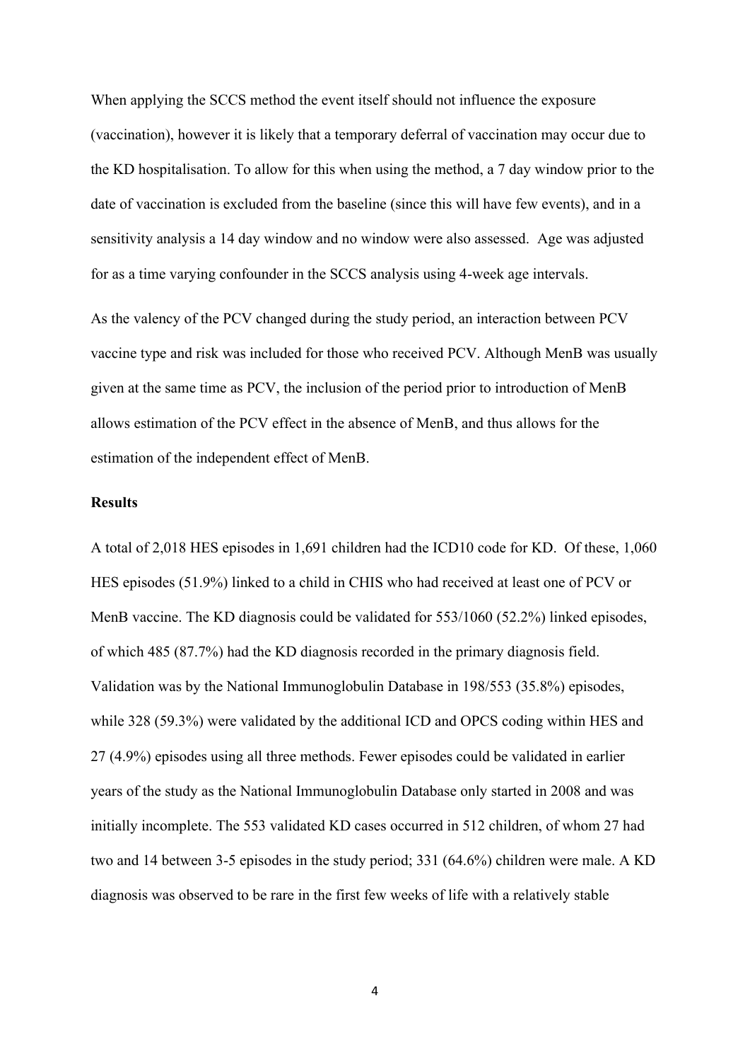When applying the SCCS method the event itself should not influence the exposure (vaccination), however it is likely that a temporary deferral of vaccination may occur due to the KD hospitalisation. To allow for this when using the method, a 7 day window prior to the date of vaccination is excluded from the baseline (since this will have few events), and in a sensitivity analysis a 14 day window and no window were also assessed. Age was adjusted for as a time varying confounder in the SCCS analysis using 4-week age intervals.

As the valency of the PCV changed during the study period, an interaction between PCV vaccine type and risk was included for those who received PCV. Although MenB was usually given at the same time as PCV, the inclusion of the period prior to introduction of MenB allows estimation of the PCV effect in the absence of MenB, and thus allows for the estimation of the independent effect of MenB.

**Results**

A total of 2,018 HES episodes in 1,691 children had the ICD10 code for KD. Of these, 1,060 HES episodes (51.9%) linked to a child in CHIS who had received at least one of PCV or MenB vaccine. The KD diagnosis could be validated for 553/1060 (52.2%) linked episodes, of which 485 (87.7%) had the KD diagnosis recorded in the primary diagnosis field. Validation was by the National Immunoglobulin Database in 198/553 (35.8%) episodes, while 328 (59.3%) were validated by the additional ICD and OPCS coding within HES and 27 (4.9%) episodes using all three methods. Fewer episodes could be validated in earlier years of the study as the National Immunoglobulin Database only started in 2008 and was initially incomplete. The 553 validated KD cases occurred in 512 children, of whom 27 had two and 14 between 3-5 episodes in the study period; 331 (64.6%) children were male. A KD diagnosis was observed to be rare in the first few weeks of life with a relatively stable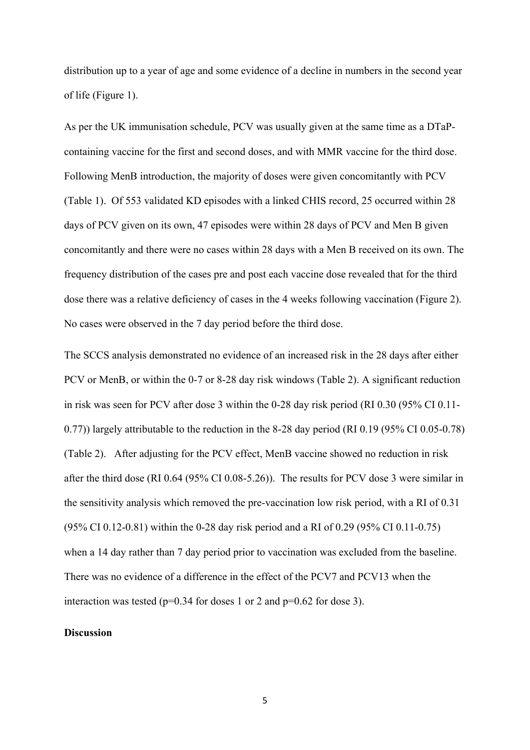distribution up to a year of age and some evidence of a decline in numbers in the second year of life (Figure 1).

As per the UK immunisation schedule, PCV was usually given at the same time as a DTaP-containing vaccine for the first and second doses, and with MMR vaccine for the third dose. Following MenB introduction, the majority of doses were given concomitantly with PCV (Table 1). Of 553 validated KD episodes with a linked CHIS record, 25 occurred within 28 days of PCV given on its own, 47 episodes were within 28 days of PCV and Men B given concomitantly and there were no cases within 28 days with a Men B received on its own. The frequency distribution of the cases pre and post each vaccine dose revealed that for the third dose there was a relative deficiency of cases in the 4 weeks following vaccination (Figure 2). No cases were observed in the 7 day period before the third dose.

The SCCS analysis demonstrated no evidence of an increased risk in the 28 days after either PCV or MenB, or within the 0-7 or 8-28 day risk windows (Table 2). A significant reduction in risk was seen for PCV after dose 3 within the 0-28 day risk period (RI 0.30 (95% CI 0.11-0.77)) largely attributable to the reduction in the 8-28 day period (RI 0.19 (95% CI 0.05-0.78) (Table 2). After adjusting for the PCV effect, MenB vaccine showed no reduction in risk after the third dose (RI 0.64 (95% CI 0.08-5.26)). The results for PCV dose 3 were similar in the sensitivity analysis which removed the pre-vaccination low risk period, with a RI of 0.31 (95% CI 0.12-0.81) within the 0-28 day risk period and a RI of 0.29 (95% CI 0.11-0.75) when a 14 day rather than 7 day period prior to vaccination was excluded from the baseline. There was no evidence of a difference in the effect of the PCV7 and PCV13 when the interaction was tested ($p=0.34$ for doses 1 or 2 and $p=0.62$ for dose 3).

**Discussion**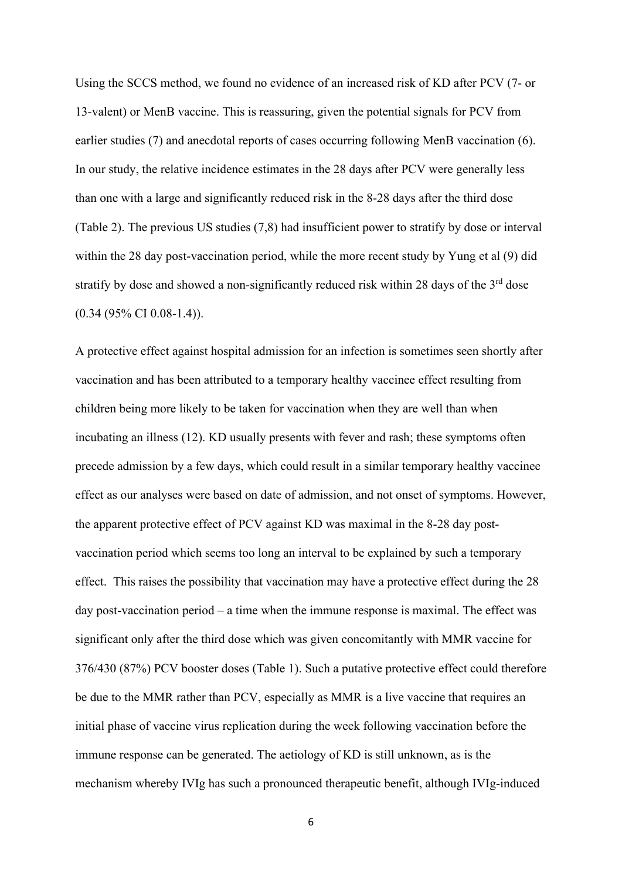Using the SCCS method, we found no evidence of an increased risk of KD after PCV (7- or 13-valent) or MenB vaccine. This is reassuring, given the potential signals for PCV from earlier studies (7) and anecdotal reports of cases occurring following MenB vaccination (6). In our study, the relative incidence estimates in the 28 days after PCV were generally less than one with a large and significantly reduced risk in the 8-28 days after the third dose (Table 2). The previous US studies (7,8) had insufficient power to stratify by dose or interval within the 28 day post-vaccination period, while the more recent study by Yung et al (9) did stratify by dose and showed a non-significantly reduced risk within 28 days of the 3rd dose (0.34 (95% CI 0.08-1.4)).

A protective effect against hospital admission for an infection is sometimes seen shortly after vaccination and has been attributed to a temporary healthy vaccinee effect resulting from children being more likely to be taken for vaccination when they are well than when incubating an illness (12). KD usually presents with fever and rash; these symptoms often precede admission by a few days, which could result in a similar temporary healthy vaccinee effect as our analyses were based on date of admission, and not onset of symptoms. However, the apparent protective effect of PCV against KD was maximal in the 8-28 day post-vaccination period which seems too long an interval to be explained by such a temporary effect. This raises the possibility that vaccination may have a protective effect during the 28 day post-vaccination period – a time when the immune response is maximal. The effect was significant only after the third dose which was given concomitantly with MMR vaccine for 376/430 (87%) PCV booster doses (Table 1). Such a putative protective effect could therefore be due to the MMR rather than PCV, especially as MMR is a live vaccine that requires an initial phase of vaccine virus replication during the week following vaccination before the immune response can be generated. The aetiology of KD is still unknown, as is the mechanism whereby IVIg has such a pronounced therapeutic benefit, although IVIg-induced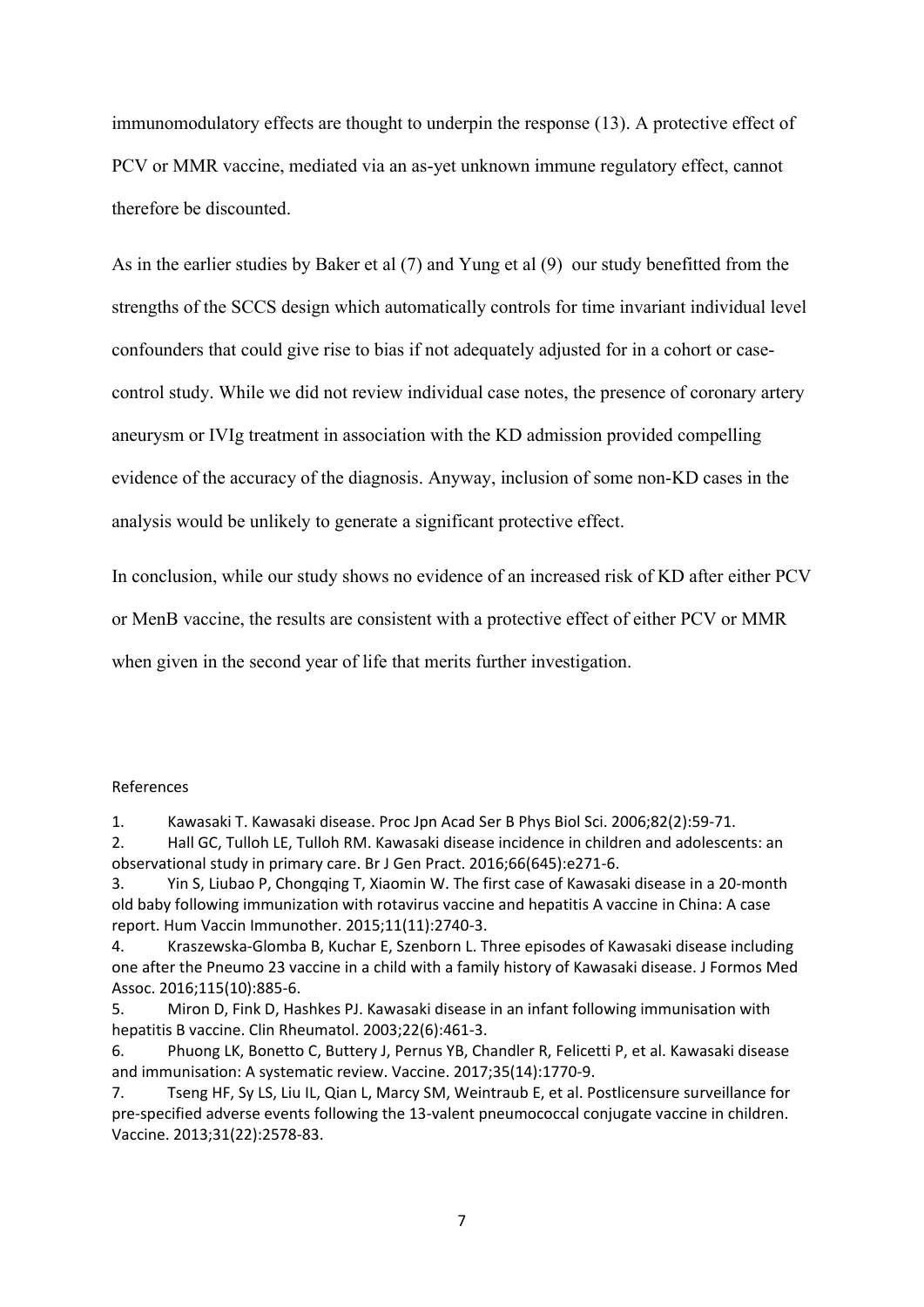immunomodulatory effects are thought to underpin the response (13). A protective effect of PCV or MMR vaccine, mediated via an as-yet unknown immune regulatory effect, cannot therefore be discounted.

As in the earlier studies by Baker et al (7) and Yung et al (9) our study benefitted from the strengths of the SCCS design which automatically controls for time invariant individual level confounders that could give rise to bias if not adequately adjusted for in a cohort or case-control study. While we did not review individual case notes, the presence of coronary artery aneurysm or IVIg treatment in association with the KD admission provided compelling evidence of the accuracy of the diagnosis. Anyway, inclusion of some non-KD cases in the analysis would be unlikely to generate a significant protective effect.

In conclusion, while our study shows no evidence of an increased risk of KD after either PCV or MenB vaccine, the results are consistent with a protective effect of either PCV or MMR when given in the second year of life that merits further investigation.

References

1. Kawasaki T. Kawasaki disease. Proc Jpn Acad Ser B Phys Biol Sci. 2006;82(2):59-71.
2. Hall GC, Tulloh LE, Tulloh RM. Kawasaki disease incidence in children and adolescents: an observational study in primary care. Br J Gen Pract. 2016;66(645):e271-6.
3. Yin S, Liubao P, Chongqing T, Xiaomin W. The first case of Kawasaki disease in a 20-month old baby following immunization with rotavirus vaccine and hepatitis A vaccine in China: A case report. Hum Vaccin Immunother. 2015;11(11):2740-3.
4. Kraszewska-Glomba B, Kuchar E, Szenborn L. Three episodes of Kawasaki disease including one after the Pneumo 23 vaccine in a child with a family history of Kawasaki disease. J Formos Med Assoc. 2016;115(10):885-6.
5. Miron D, Fink D, Hashkes PJ. Kawasaki disease in an infant following immunisation with hepatitis B vaccine. Clin Rheumatol. 2003;22(6):461-3.
6. Phuong LK, Bonetto C, Buttery J, Pernus YB, Chandler R, Felicetti P, et al. Kawasaki disease and immunisation: A systematic review. Vaccine. 2017;35(14):1770-9.
7. Tseng HF, Sy LS, Liu IL, Qian L, Marcy SM, Weintraub E, et al. Postlicensure surveillance for pre-specified adverse events following the 13-valent pneumococcal conjugate vaccine in children. Vaccine. 2013;31(22):2578-83.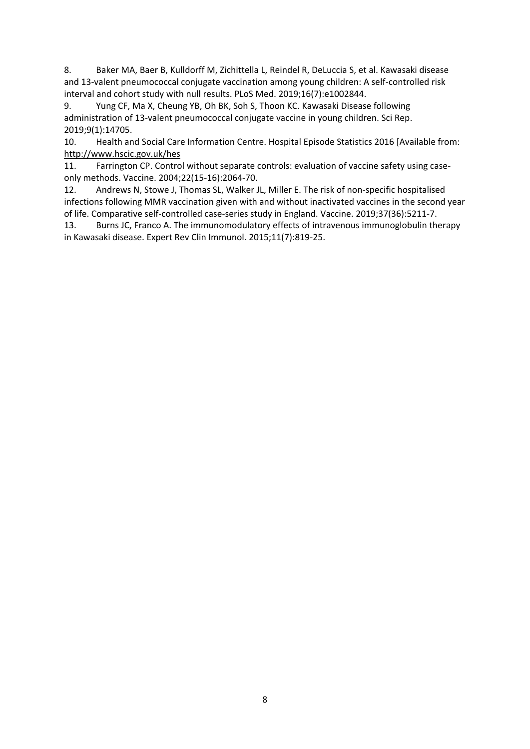8. Baker MA, Baer B, Kulldorff M, Zichittella L, Reindel R, DeLuccia S, et al. Kawasaki disease and 13-valent pneumococcal conjugate vaccination among young children: A self-controlled risk interval and cohort study with null results. PLoS Med. 2019;16(7):e1002844.

9. Yung CF, Ma X, Cheung YB, Oh BK, Soh S, Thoon KC. Kawasaki Disease following administration of 13-valent pneumococcal conjugate vaccine in young children. Sci Rep. 2019;9(1):14705.

10. Health and Social Care Information Centre. Hospital Episode Statistics 2016 [Available from: http://www.hscic.gov.uk/hes

11. Farrington CP. Control without separate controls: evaluation of vaccine safety using case-only methods. Vaccine. 2004;22(15-16):2064-70.

12. Andrews N, Stowe J, Thomas SL, Walker JL, Miller E. The risk of non-specific hospitalised infections following MMR vaccination given with and without inactivated vaccines in the second year of life. Comparative self-controlled case-series study in England. Vaccine. 2019;37(36):5211-7.

13. Burns JC, Franco A. The immunomodulatory effects of intravenous immunoglobulin therapy in Kawasaki disease. Expert Rev Clin Immunol. 2015;11(7):819-25.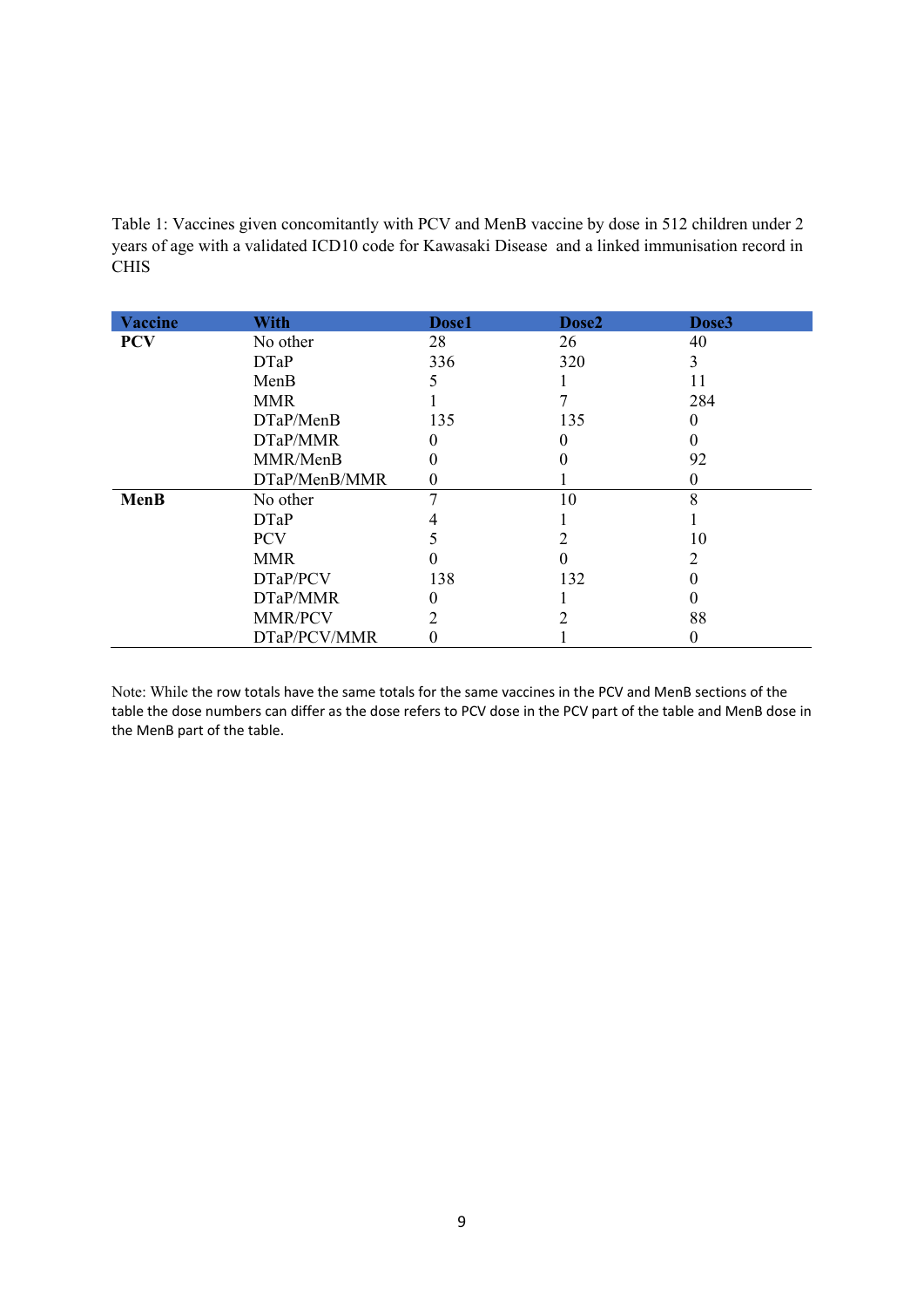Table 1: Vaccines given concomitantly with PCV and MenB vaccine by dose in 512 children under 2 years of age with a validated ICD10 code for Kawasaki Disease and a linked immunisation record in CHIS

| Vaccine | With | Dose1 | Dose2 | Dose3 |
|---|---|---|---|---|
| **PCV** | No other | 28 | 26 | 40 |
| | DTaP | 336 | 320 | 3 |
| | MenB | 5 | 1 | 11 |
| | MMR | 1 | 7 | 284 |
| | DTaP/MenB | 135 | 135 | 0 |
| | DTaP/MMR | 0 | 0 | 0 |
| | MMR/MenB | 0 | 0 | 92 |
| | DTaP/MenB/MMR | 0 | 1 | 0 |
| **MenB** | No other | 7 | 10 | 8 |
| | DTaP | 4 | 1 | 1 |
| | PCV | 5 | 2 | 10 |
| | MMR | 0 | 0 | 2 |
| | DTaP/PCV | 138 | 132 | 0 |
| | DTaP/MMR | 0 | 1 | 0 |
| | MMR/PCV | 2 | 2 | 88 |
| | DTaP/PCV/MMR | 0 | 1 | 0 |

Note: While the row totals have the same totals for the same vaccines in the PCV and MenB sections of the table the dose numbers can differ as the dose refers to PCV dose in the PCV part of the table and MenB dose in the MenB part of the table.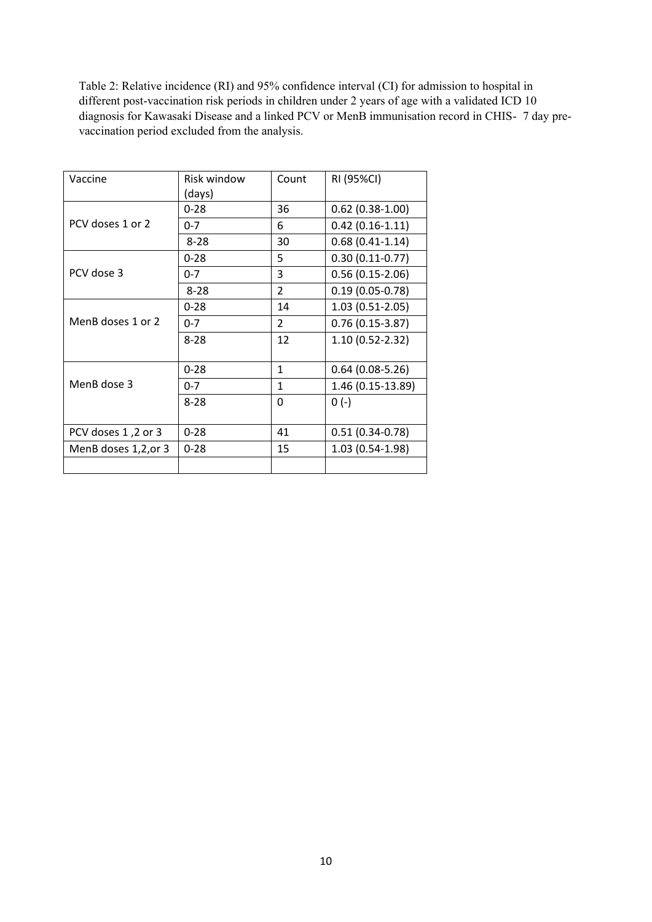Table 2: Relative incidence (RI) and 95% confidence interval (CI) for admission to hospital in different post-vaccination risk periods in children under 2 years of age with a validated ICD 10 diagnosis for Kawasaki Disease and a linked PCV or MenB immunisation record in CHIS- 7 day pre-vaccination period excluded from the analysis.

| Vaccine | Risk window (days) | Count | RI (95%CI) |
|---|---|---|---|
| PCV doses 1 or 2 | 0-28 | 36 | 0.62 (0.38-1.00) |
| | 0-7 | 6 | 0.42 (0.16-1.11) |
| | 8-28 | 30 | 0.68 (0.41-1.14) |
| PCV dose 3 | 0-28 | 5 | 0.30 (0.11-0.77) |
| | 0-7 | 3 | 0.56 (0.15-2.06) |
| | 8-28 | 2 | 0.19 (0.05-0.78) |
| MenB doses 1 or 2 | 0-28 | 14 | 1.03 (0.51-2.05) |
| | 0-7 | 2 | 0.76 (0.15-3.87) |
| | 8-28 | 12 | 1.10 (0.52-2.32) |
| MenB dose 3 | 0-28 | 1 | 0.64 (0.08-5.26) |
| | 0-7 | 1 | 1.46 (0.15-13.89) |
| | 8-28 | 0 | 0 (-) |
| PCV doses 1 ,2 or 3 | 0-28 | 41 | 0.51 (0.34-0.78) |
| MenB doses 1,2,or 3 | 0-28 | 15 | 1.03 (0.54-1.98) |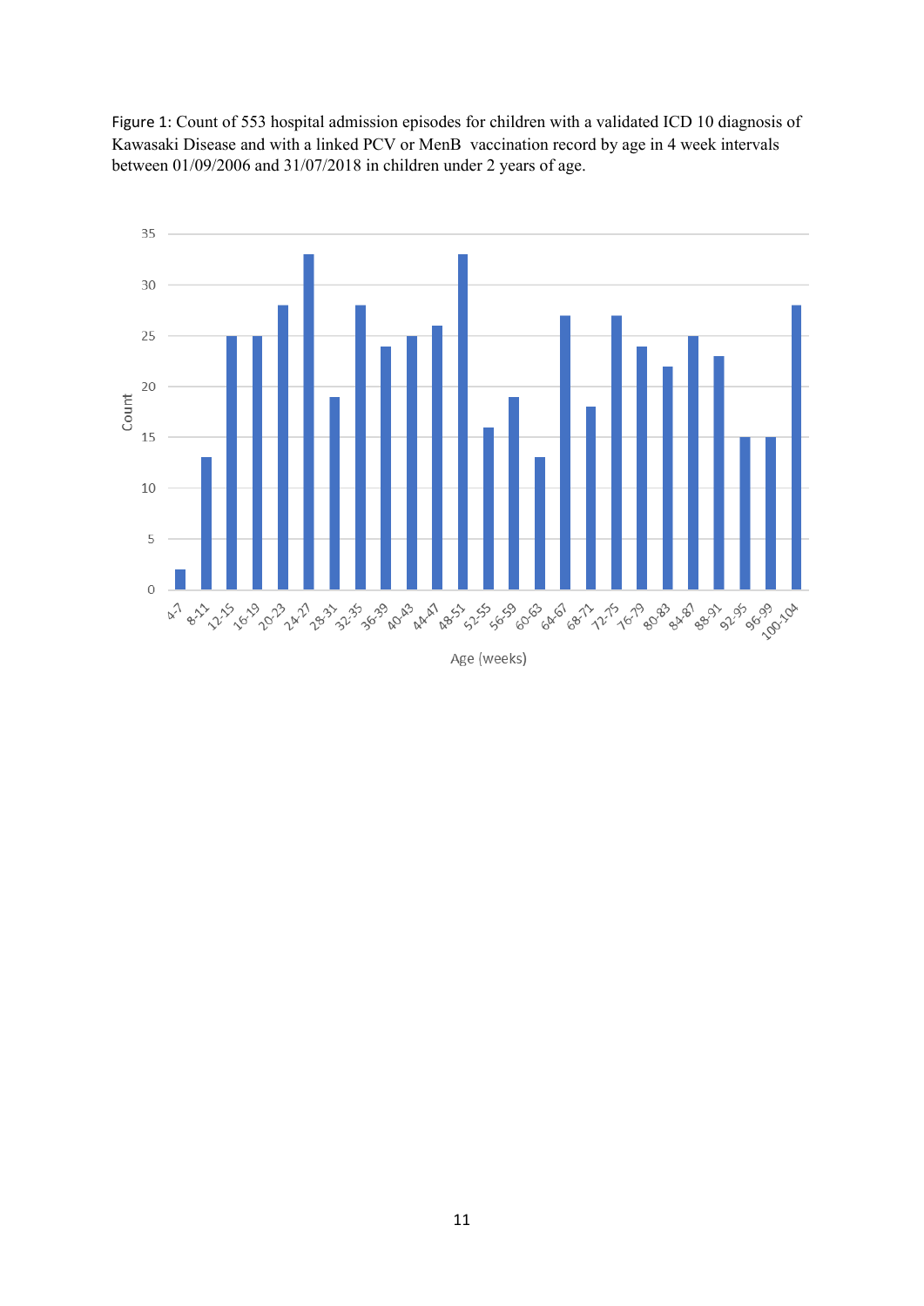Figure 1: Count of 553 hospital admission episodes for children with a validated ICD 10 diagnosis of Kawasaki Disease and with a linked PCV or MenB vaccination record by age in 4 week intervals between 01/09/2006 and 31/07/2018 in children under 2 years of age.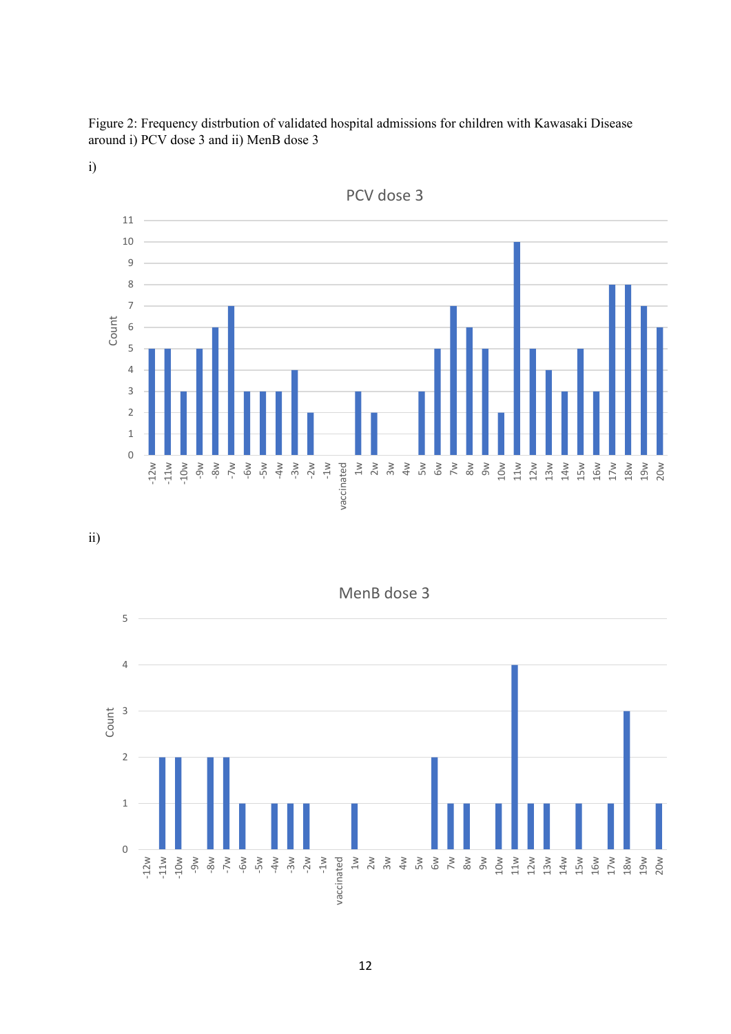Figure 2: Frequency distrbution of validated hospital admissions for children with Kawasaki Disease around i) PCV dose 3 and ii) MenB dose 3

i)

PCV dose 3

Count

0
1
2
3
4
5
6
7
8
9
10
11

-12w -11w -10w -9w -8w -7w -6w -5w -4w -3w -2w -1w vaccinated 1w 2w 3w 4w 5w 6w 7w 8w 9w 10w 11w 12w 13w 14w 15w 16w 17w 18w 19w 20w

ii)

MenB dose 3

Count

0
1
2
3
4
5

-12w -11w -10w -9w -8w -7w -6w -5w -4w -3w -2w -1w vaccinated 1w 2w 3w 4w 5w 6w 7w 8w 9w 10w 11w 12w 13w 14w 15w 16w 17w 18w 19w 20w